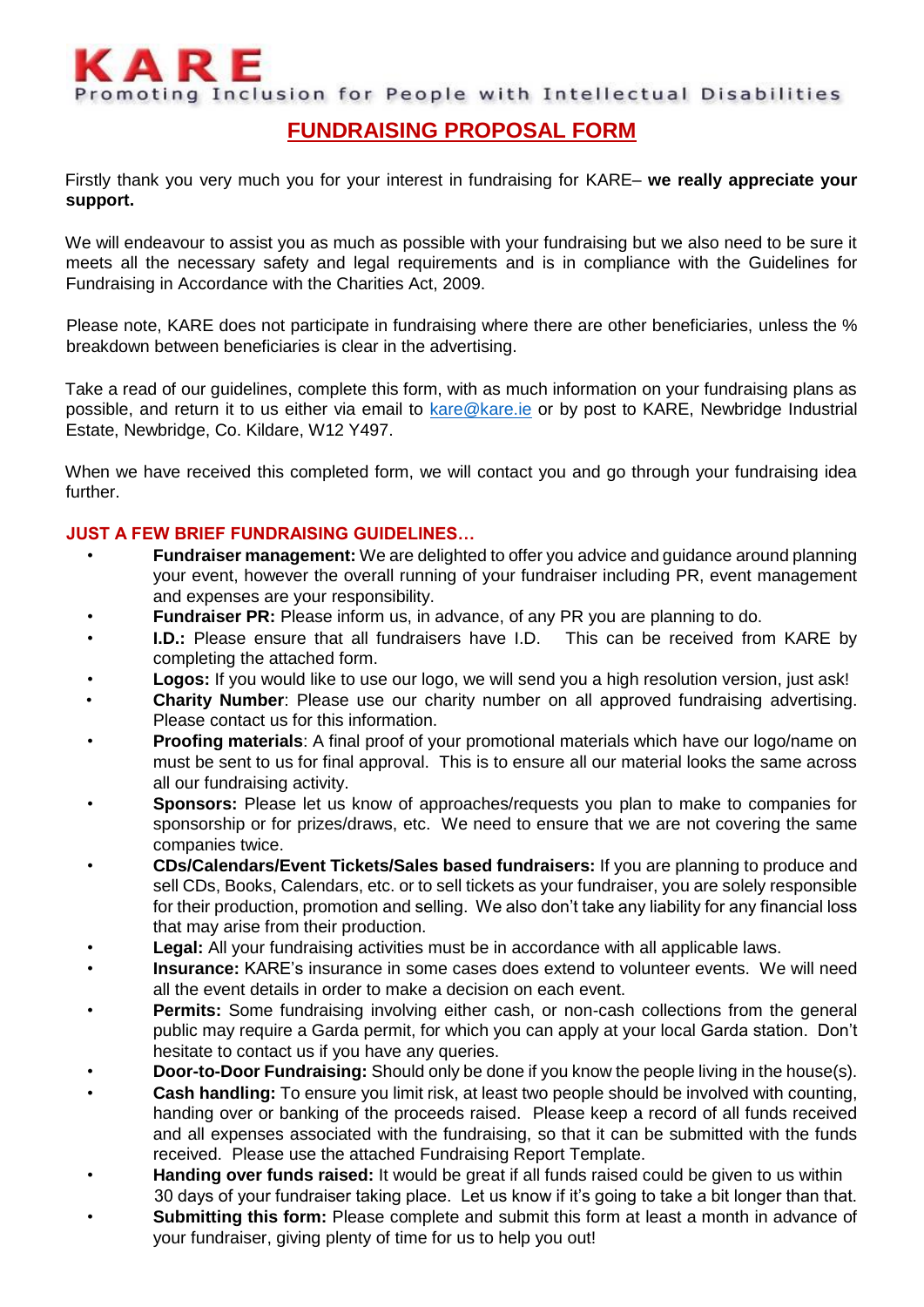# KARE

Promoting Inclusion for People with Intellectual Disabilities

## FUNDRAISING PROPOSAL FORM

Firstly thank you very much you for your interest in fundraising for KARE– **we really appreciate your support.**

We will endeavour to assist you as much as possible with your fundraising but we also need to be sure it meets all the necessary safety and legal requirements and is in compliance with the Guidelines for Fundraising in Accordance with the Charities Act, 2009.

Please note, KARE does not participate in fundraising where there are other beneficiaries, unless the % breakdown between beneficiaries is clear in the advertising.

Take a read of our guidelines, complete this form, with as much information on your fundraising plans as possible, and return it to us either via email to kare@kare.ie or by post to KARE, Newbridge Industrial Estate, Newbridge, Co. Kildare, W12 Y497.

When we have received this completed form, we will contact you and go through your fundraising idea further.

### JUST A FEW BRIEF FUNDRAISING GUIDELINES…

- **Fundraiser management:** We are delighted to offer you advice and guidance around planning your event, however the overall running of your fundraiser including PR, event management and expenses are your responsibility.
- **Fundraiser PR:** Please inform us, in advance, of any PR you are planning to do.
- **I.D.:** Please ensure that all fundraisers have I.D. This can be received from KARE by completing the attached form.
- **Logos:** If you would like to use our logo, we will send you a high resolution version, just ask!
- **Charity Number**: Please use our charity number on all approved fundraising advertising. Please contact us for this information.
- **Proofing materials**: A final proof of your promotional materials which have our logo/name on must be sent to us for final approval. This is to ensure all our material looks the same across all our fundraising activity.
- **Sponsors:** Please let us know of approaches/requests you plan to make to companies for sponsorship or for prizes/draws, etc. We need to ensure that we are not covering the same companies twice.
- **CDs/Calendars/Event Tickets/Sales based fundraisers:** If you are planning to produce and sell CDs, Books, Calendars, etc. or to sell tickets as your fundraiser, you are solely responsible for their production, promotion and selling. We also don't take any liability for any financial loss that may arise from their production.
- **Legal:** All your fundraising activities must be in accordance with all applicable laws.
- **Insurance:** KARE's insurance in some cases does extend to volunteer events. We will need all the event details in order to make a decision on each event.
- **Permits:** Some fundraising involving either cash, or non-cash collections from the general public may require a Garda permit, for which you can apply at your local Garda station. Don't hesitate to contact us if you have any queries.
- **Door-to-Door Fundraising:** Should only be done if you know the people living in the house(s).
- **Cash handling:** To ensure you limit risk, at least two people should be involved with counting, handing over or banking of the proceeds raised. Please keep a record of all funds received and all expenses associated with the fundraising, so that it can be submitted with the funds received. Please use the attached Fundraising Report Template.
- **Handing over funds raised:** It would be great if all funds raised could be given to us within 30 days of your fundraiser taking place. Let us know if it's going to take a bit longer than that.
- **Submitting this form:** Please complete and submit this form at least a month in advance of your fundraiser, giving plenty of time for us to help you out!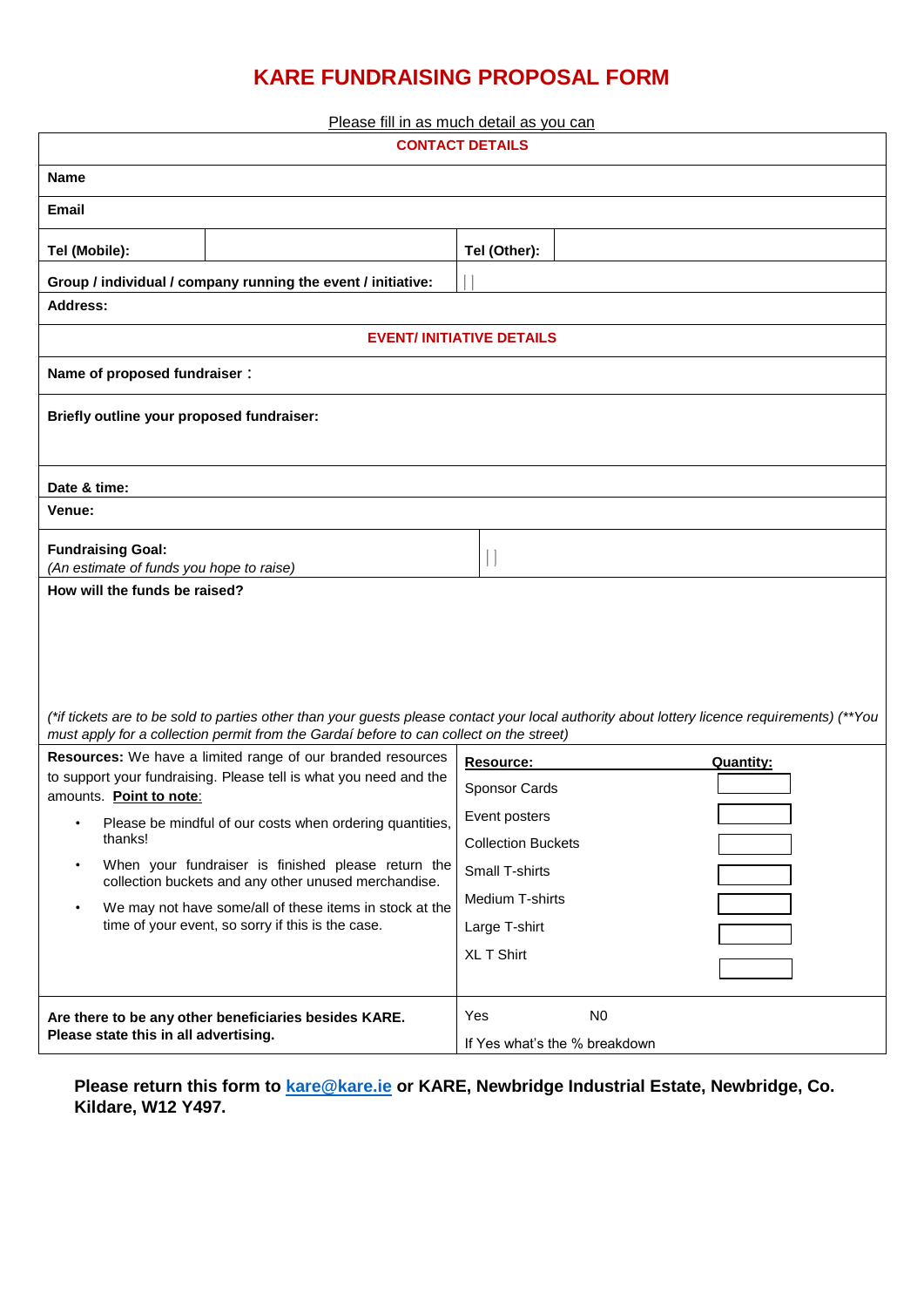# KARE FUNDRAISING PROPOSAL FORM

Please fill in as much detail as you can

| CONTACT DETAILS | | | |
|---|---|---|---|
| **Name** | | | |
| **Email** | | | |
| **Tel (Mobile):** | | **Tel (Other):** | |
| **Group / individual / company running the event / initiative:** | | | |
| **Address:** | | | |

| EVENT/ INITIATIVE DETAILS | |
|---|---|
| **Name of proposed fundraiser :** | |
| **Briefly outline your proposed fundraiser:** | |
| **Date & time:** | |
| **Venue:** | |
| **Fundraising Goal:** *(An estimate of funds you hope to raise)* | |
| **How will the funds be raised?** *(\*if tickets are to be sold to parties other than your guests please contact your local authority about lottery licence requirements) (\*\*You must apply for a collection permit from the Gardaí before to can collect on the street)* | |

**Resources:** We have a limited range of our branded resources to support your fundraising. Please tell is what you need and the amounts. **Point to note**:

- Please be mindful of our costs when ordering quantities, thanks!
- When your fundraiser is finished please return the collection buckets and any other unused merchandise.
- We may not have some/all of these items in stock at the time of your event, so sorry if this is the case.

| Resource: | Quantity: |
|---|---|
| Sponsor Cards | |
| Event posters | |
| Collection Buckets | |
| Small T-shirts | |
| Medium T-shirts | |
| Large T-shirt | |
| XL T Shirt | |

| | |
|---|---|
| **Are there to be any other beneficiaries besides KARE. Please state this in all advertising.** | Yes N0<br>If Yes what's the % breakdown |

**Please return this form to kare@kare.ie or KARE, Newbridge Industrial Estate, Newbridge, Co. Kildare, W12 Y497.**